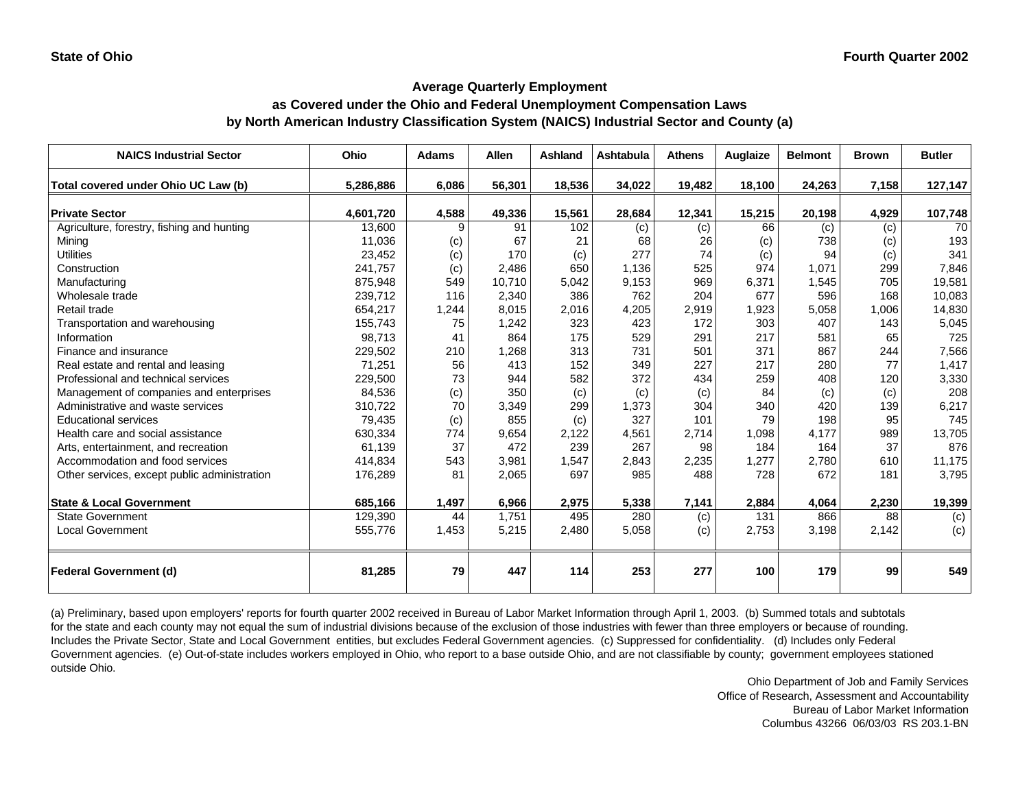State of Ohio

Fourth Quarter 2002

## Average Quarterly Employment
## as Covered under the Ohio and Federal Unemployment Compensation Laws
## by North American Industry Classification System (NAICS) Industrial Sector and County (a)

| NAICS Industrial Sector | Ohio | Adams | Allen | Ashland | Ashtabula | Athens | Auglaize | Belmont | Brown | Butler |
|---|---|---|---|---|---|---|---|---|---|---|
| **Total covered under Ohio UC Law (b)** | **5,286,886** | **6,086** | **56,301** | **18,536** | **34,022** | **19,482** | **18,100** | **24,263** | **7,158** | **127,147** |
| **Private Sector** | **4,601,720** | **4,588** | **49,336** | **15,561** | **28,684** | **12,341** | **15,215** | **20,198** | **4,929** | **107,748** |
| Agriculture, forestry, fishing and hunting | 13,600 | 9 | 91 | 102 | (c) | (c) | 66 | (c) | (c) | 70 |
| Mining | 11,036 | (c) | 67 | 21 | 68 | 26 | (c) | 738 | (c) | 193 |
| Utilities | 23,452 | (c) | 170 | (c) | 277 | 74 | (c) | 94 | (c) | 341 |
| Construction | 241,757 | (c) | 2,486 | 650 | 1,136 | 525 | 974 | 1,071 | 299 | 7,846 |
| Manufacturing | 875,948 | 549 | 10,710 | 5,042 | 9,153 | 969 | 6,371 | 1,545 | 705 | 19,581 |
| Wholesale trade | 239,712 | 116 | 2,340 | 386 | 762 | 204 | 677 | 596 | 168 | 10,083 |
| Retail trade | 654,217 | 1,244 | 8,015 | 2,016 | 4,205 | 2,919 | 1,923 | 5,058 | 1,006 | 14,830 |
| Transportation and warehousing | 155,743 | 75 | 1,242 | 323 | 423 | 172 | 303 | 407 | 143 | 5,045 |
| Information | 98,713 | 41 | 864 | 175 | 529 | 291 | 217 | 581 | 65 | 725 |
| Finance and insurance | 229,502 | 210 | 1,268 | 313 | 731 | 501 | 371 | 867 | 244 | 7,566 |
| Real estate and rental and leasing | 71,251 | 56 | 413 | 152 | 349 | 227 | 217 | 280 | 77 | 1,417 |
| Professional and technical services | 229,500 | 73 | 944 | 582 | 372 | 434 | 259 | 408 | 120 | 3,330 |
| Management of companies and enterprises | 84,536 | (c) | 350 | (c) | (c) | (c) | 84 | (c) | (c) | 208 |
| Administrative and waste services | 310,722 | 70 | 3,349 | 299 | 1,373 | 304 | 340 | 420 | 139 | 6,217 |
| Educational services | 79,435 | (c) | 855 | (c) | 327 | 101 | 79 | 198 | 95 | 745 |
| Health care and social assistance | 630,334 | 774 | 9,654 | 2,122 | 4,561 | 2,714 | 1,098 | 4,177 | 989 | 13,705 |
| Arts, entertainment, and recreation | 61,139 | 37 | 472 | 239 | 267 | 98 | 184 | 164 | 37 | 876 |
| Accommodation and food services | 414,834 | 543 | 3,981 | 1,547 | 2,843 | 2,235 | 1,277 | 2,780 | 610 | 11,175 |
| Other services, except public administration | 176,289 | 81 | 2,065 | 697 | 985 | 488 | 728 | 672 | 181 | 3,795 |
| **State & Local Government** | **685,166** | **1,497** | **6,966** | **2,975** | **5,338** | **7,141** | **2,884** | **4,064** | **2,230** | **19,399** |
| State Government | 129,390 | 44 | 1,751 | 495 | 280 | (c) | 131 | 866 | 88 | (c) |
| Local Government | 555,776 | 1,453 | 5,215 | 2,480 | 5,058 | (c) | 2,753 | 3,198 | 2,142 | (c) |
| **Federal Government (d)** | **81,285** | **79** | **447** | **114** | **253** | **277** | **100** | **179** | **99** | **549** |

(a) Preliminary, based upon employers' reports for fourth quarter 2002 received in Bureau of Labor Market Information through April 1, 2003. (b) Summed totals and subtotals for the state and each county may not equal the sum of industrial divisions because of the exclusion of those industries with fewer than three employers or because of rounding. Includes the Private Sector, State and Local Government entities, but excludes Federal Government agencies. (c) Suppressed for confidentiality. (d) Includes only Federal Government agencies. (e) Out-of-state includes workers employed in Ohio, who report to a base outside Ohio, and are not classifiable by county; government employees stationed outside Ohio.

Ohio Department of Job and Family Services
Office of Research, Assessment and Accountability
Bureau of Labor Market Information
Columbus 43266 06/03/03 RS 203.1-BN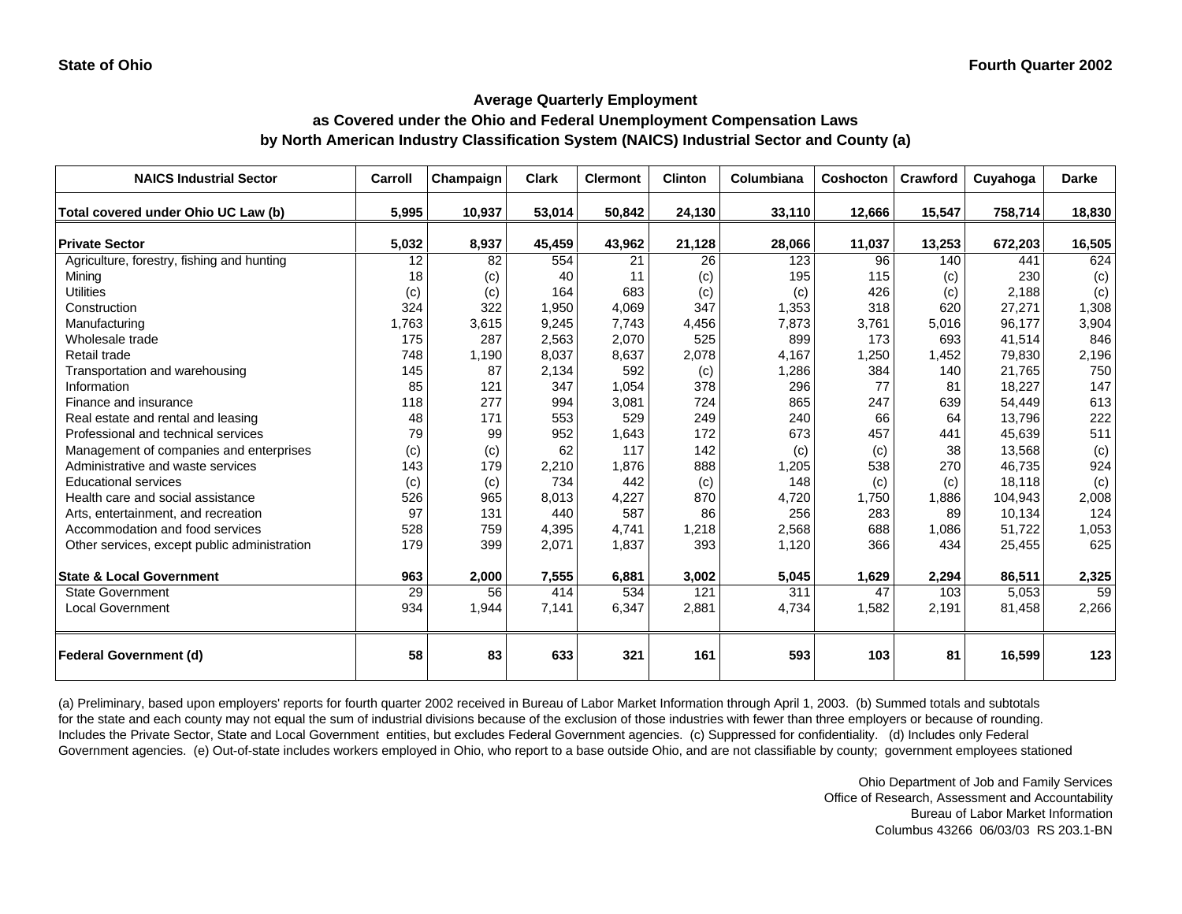State of Ohio | Fourth Quarter 2002

## Average Quarterly Employment
## as Covered under the Ohio and Federal Unemployment Compensation Laws
## by North American Industry Classification System (NAICS) Industrial Sector and County (a)

| NAICS Industrial Sector | Carroll | Champaign | Clark | Clermont | Clinton | Columbiana | Coshocton | Crawford | Cuyahoga | Darke |
|---|---|---|---|---|---|---|---|---|---|---|
| **Total covered under Ohio UC Law (b)** | **5,995** | **10,937** | **53,014** | **50,842** | **24,130** | **33,110** | **12,666** | **15,547** | **758,714** | **18,830** |
| **Private Sector** | **5,032** | **8,937** | **45,459** | **43,962** | **21,128** | **28,066** | **11,037** | **13,253** | **672,203** | **16,505** |
| Agriculture, forestry, fishing and hunting | 12 | 82 | 554 | 21 | 26 | 123 | 96 | 140 | 441 | 624 |
| Mining | 18 | (c) | 40 | 11 | (c) | 195 | 115 | (c) | 230 | (c) |
| Utilities | (c) | (c) | 164 | 683 | (c) | (c) | 426 | (c) | 2,188 | (c) |
| Construction | 324 | 322 | 1,950 | 4,069 | 347 | 1,353 | 318 | 620 | 27,271 | 1,308 |
| Manufacturing | 1,763 | 3,615 | 9,245 | 7,743 | 4,456 | 7,873 | 3,761 | 5,016 | 96,177 | 3,904 |
| Wholesale trade | 175 | 287 | 2,563 | 2,070 | 525 | 899 | 173 | 693 | 41,514 | 846 |
| Retail trade | 748 | 1,190 | 8,037 | 8,637 | 2,078 | 4,167 | 1,250 | 1,452 | 79,830 | 2,196 |
| Transportation and warehousing | 145 | 87 | 2,134 | 592 | (c) | 1,286 | 384 | 140 | 21,765 | 750 |
| Information | 85 | 121 | 347 | 1,054 | 378 | 296 | 77 | 81 | 18,227 | 147 |
| Finance and insurance | 118 | 277 | 994 | 3,081 | 724 | 865 | 247 | 639 | 54,449 | 613 |
| Real estate and rental and leasing | 48 | 171 | 553 | 529 | 249 | 240 | 66 | 64 | 13,796 | 222 |
| Professional and technical services | 79 | 99 | 952 | 1,643 | 172 | 673 | 457 | 441 | 45,639 | 511 |
| Management of companies and enterprises | (c) | (c) | 62 | 117 | 142 | (c) | (c) | 38 | 13,568 | (c) |
| Administrative and waste services | 143 | 179 | 2,210 | 1,876 | 888 | 1,205 | 538 | 270 | 46,735 | 924 |
| Educational services | (c) | (c) | 734 | 442 | (c) | 148 | (c) | (c) | 18,118 | (c) |
| Health care and social assistance | 526 | 965 | 8,013 | 4,227 | 870 | 4,720 | 1,750 | 1,886 | 104,943 | 2,008 |
| Arts, entertainment, and recreation | 97 | 131 | 440 | 587 | 86 | 256 | 283 | 89 | 10,134 | 124 |
| Accommodation and food services | 528 | 759 | 4,395 | 4,741 | 1,218 | 2,568 | 688 | 1,086 | 51,722 | 1,053 |
| Other services, except public administration | 179 | 399 | 2,071 | 1,837 | 393 | 1,120 | 366 | 434 | 25,455 | 625 |
| **State & Local Government** | **963** | **2,000** | **7,555** | **6,881** | **3,002** | **5,045** | **1,629** | **2,294** | **86,511** | **2,325** |
| State Government | 29 | 56 | 414 | 534 | 121 | 311 | 47 | 103 | 5,053 | 59 |
| Local Government | 934 | 1,944 | 7,141 | 6,347 | 2,881 | 4,734 | 1,582 | 2,191 | 81,458 | 2,266 |
| **Federal Government (d)** | **58** | **83** | **633** | **321** | **161** | **593** | **103** | **81** | **16,599** | **123** |

(a) Preliminary, based upon employers' reports for fourth quarter 2002 received in Bureau of Labor Market Information through April 1, 2003. (b) Summed totals and subtotals for the state and each county may not equal the sum of industrial divisions because of the exclusion of those industries with fewer than three employers or because of rounding. Includes the Private Sector, State and Local Government entities, but excludes Federal Government agencies. (c) Suppressed for confidentiality. (d) Includes only Federal Government agencies. (e) Out-of-state includes workers employed in Ohio, who report to a base outside Ohio, and are not classifiable by county; government employees stationed

Ohio Department of Job and Family Services
Office of Research, Assessment and Accountability
Bureau of Labor Market Information
Columbus 43266 06/03/03 RS 203.1-BN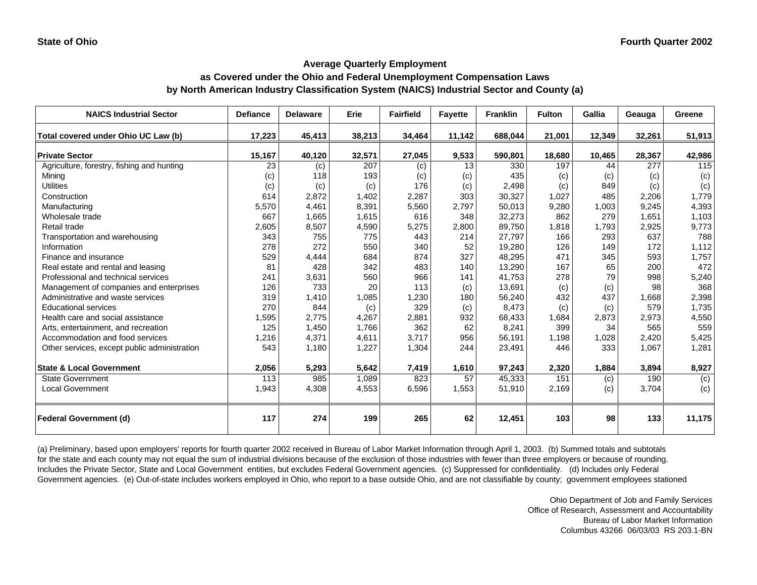State of Ohio — Fourth Quarter 2002

## Average Quarterly Employment as Covered under the Ohio and Federal Unemployment Compensation Laws by North American Industry Classification System (NAICS) Industrial Sector and County (a)

| NAICS Industrial Sector | Defiance | Delaware | Erie | Fairfield | Fayette | Franklin | Fulton | Gallia | Geauga | Greene |
|---|---|---|---|---|---|---|---|---|---|---|
| **Total covered under Ohio UC Law (b)** | **17,223** | **45,413** | **38,213** | **34,464** | **11,142** | **688,044** | **21,001** | **12,349** | **32,261** | **51,913** |
| **Private Sector** | **15,167** | **40,120** | **32,571** | **27,045** | **9,533** | **590,801** | **18,680** | **10,465** | **28,367** | **42,986** |
| Agriculture, forestry, fishing and hunting | 23 | (c) | 207 | (c) | 13 | 330 | 197 | 44 | 277 | 115 |
| Mining | (c) | 118 | 193 | (c) | (c) | 435 | (c) | (c) | (c) | (c) |
| Utilities | (c) | (c) | (c) | 176 | (c) | 2,498 | (c) | 849 | (c) | (c) |
| Construction | 614 | 2,872 | 1,402 | 2,287 | 303 | 30,327 | 1,027 | 485 | 2,206 | 1,779 |
| Manufacturing | 5,570 | 4,461 | 8,391 | 5,560 | 2,797 | 50,013 | 9,280 | 1,003 | 9,245 | 4,393 |
| Wholesale trade | 667 | 1,665 | 1,615 | 616 | 348 | 32,273 | 862 | 279 | 1,651 | 1,103 |
| Retail trade | 2,605 | 8,507 | 4,590 | 5,275 | 2,800 | 89,750 | 1,818 | 1,793 | 2,925 | 9,773 |
| Transportation and warehousing | 343 | 755 | 775 | 443 | 214 | 27,797 | 166 | 293 | 637 | 788 |
| Information | 278 | 272 | 550 | 340 | 52 | 19,280 | 126 | 149 | 172 | 1,112 |
| Finance and insurance | 529 | 4,444 | 684 | 874 | 327 | 48,295 | 471 | 345 | 593 | 1,757 |
| Real estate and rental and leasing | 81 | 428 | 342 | 483 | 140 | 13,290 | 167 | 65 | 200 | 472 |
| Professional and technical services | 241 | 3,631 | 560 | 966 | 141 | 41,753 | 278 | 79 | 998 | 5,240 |
| Management of companies and enterprises | 126 | 733 | 20 | 113 | (c) | 13,691 | (c) | (c) | 98 | 368 |
| Administrative and waste services | 319 | 1,410 | 1,085 | 1,230 | 180 | 56,240 | 432 | 437 | 1,668 | 2,398 |
| Educational services | 270 | 844 | (c) | 329 | (c) | 8,473 | (c) | (c) | 579 | 1,735 |
| Health care and social assistance | 1,595 | 2,775 | 4,267 | 2,881 | 932 | 68,433 | 1,684 | 2,873 | 2,973 | 4,550 |
| Arts, entertainment, and recreation | 125 | 1,450 | 1,766 | 362 | 62 | 8,241 | 399 | 34 | 565 | 559 |
| Accommodation and food services | 1,216 | 4,371 | 4,611 | 3,717 | 956 | 56,191 | 1,198 | 1,028 | 2,420 | 5,425 |
| Other services, except public administration | 543 | 1,180 | 1,227 | 1,304 | 244 | 23,491 | 446 | 333 | 1,067 | 1,281 |
| **State & Local Government** | **2,056** | **5,293** | **5,642** | **7,419** | **1,610** | **97,243** | **2,320** | **1,884** | **3,894** | **8,927** |
| State Government | 113 | 985 | 1,089 | 823 | 57 | 45,333 | 151 | (c) | 190 | (c) |
| Local Government | 1,943 | 4,308 | 4,553 | 6,596 | 1,553 | 51,910 | 2,169 | (c) | 3,704 | (c) |
| **Federal Government (d)** | **117** | **274** | **199** | **265** | **62** | **12,451** | **103** | **98** | **133** | **11,175** |

(a) Preliminary, based upon employers' reports for fourth quarter 2002 received in Bureau of Labor Market Information through April 1, 2003. (b) Summed totals and subtotals for the state and each county may not equal the sum of industrial divisions because of the exclusion of those industries with fewer than three employers or because of rounding. Includes the Private Sector, State and Local Government entities, but excludes Federal Government agencies. (c) Suppressed for confidentiality. (d) Includes only Federal Government agencies. (e) Out-of-state includes workers employed in Ohio, who report to a base outside Ohio, and are not classifiable by county; government employees stationed

Ohio Department of Job and Family Services
Office of Research, Assessment and Accountability
Bureau of Labor Market Information
Columbus 43266 06/03/03 RS 203.1-BN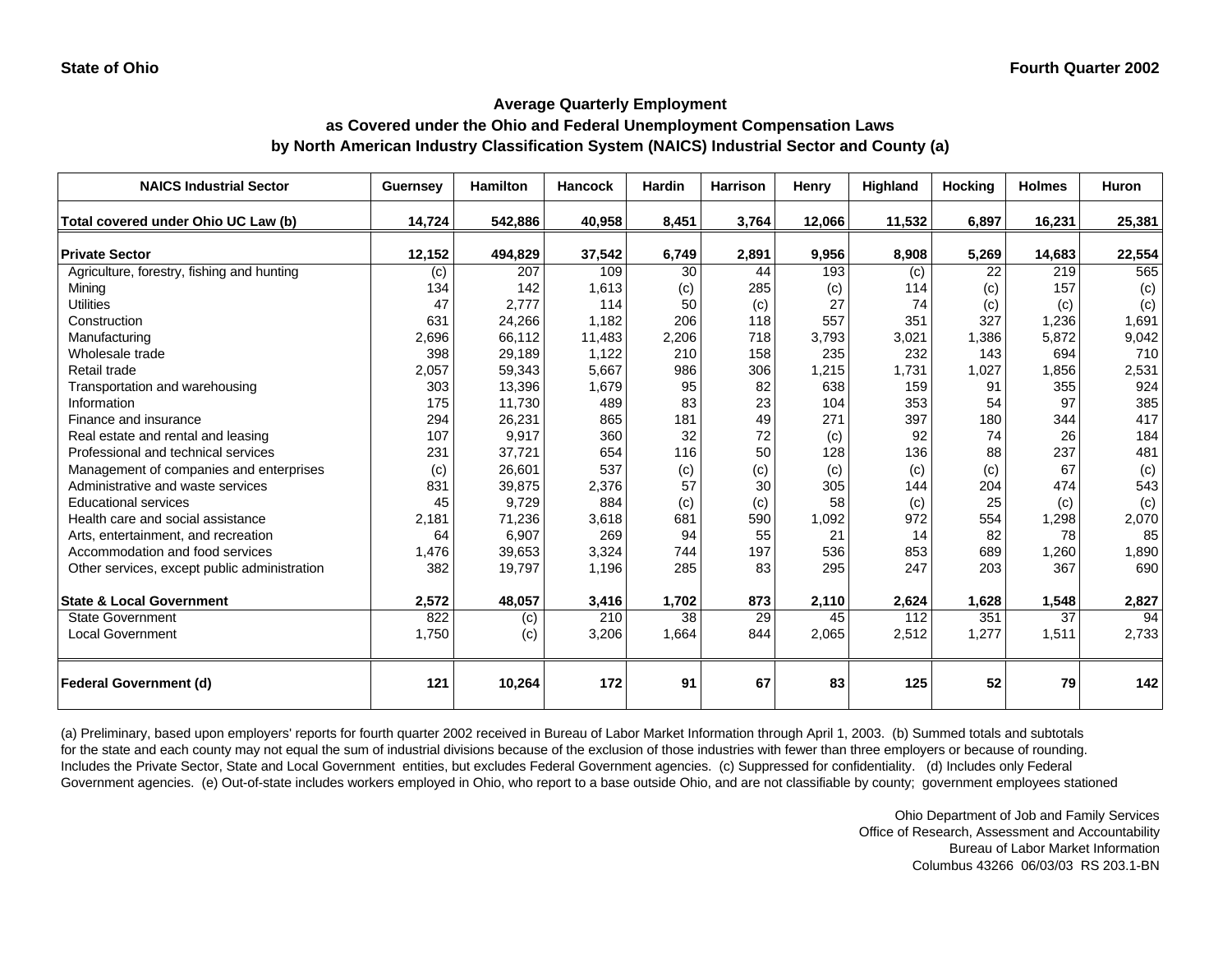State of Ohio | Fourth Quarter 2002

## Average Quarterly Employment
## as Covered under the Ohio and Federal Unemployment Compensation Laws
## by North American Industry Classification System (NAICS) Industrial Sector and County (a)

| NAICS Industrial Sector | Guernsey | Hamilton | Hancock | Hardin | Harrison | Henry | Highland | Hocking | Holmes | Huron |
|---|---|---|---|---|---|---|---|---|---|---|
| **Total covered under Ohio UC Law (b)** | **14,724** | **542,886** | **40,958** | **8,451** | **3,764** | **12,066** | **11,532** | **6,897** | **16,231** | **25,381** |
| **Private Sector** | **12,152** | **494,829** | **37,542** | **6,749** | **2,891** | **9,956** | **8,908** | **5,269** | **14,683** | **22,554** |
| Agriculture, forestry, fishing and hunting | (c) | 207 | 109 | 30 | 44 | 193 | (c) | 22 | 219 | 565 |
| Mining | 134 | 142 | 1,613 | (c) | 285 | (c) | 114 | (c) | 157 | (c) |
| Utilities | 47 | 2,777 | 114 | 50 | (c) | 27 | 74 | (c) | (c) | (c) |
| Construction | 631 | 24,266 | 1,182 | 206 | 118 | 557 | 351 | 327 | 1,236 | 1,691 |
| Manufacturing | 2,696 | 66,112 | 11,483 | 2,206 | 718 | 3,793 | 3,021 | 1,386 | 5,872 | 9,042 |
| Wholesale trade | 398 | 29,189 | 1,122 | 210 | 158 | 235 | 232 | 143 | 694 | 710 |
| Retail trade | 2,057 | 59,343 | 5,667 | 986 | 306 | 1,215 | 1,731 | 1,027 | 1,856 | 2,531 |
| Transportation and warehousing | 303 | 13,396 | 1,679 | 95 | 82 | 638 | 159 | 91 | 355 | 924 |
| Information | 175 | 11,730 | 489 | 83 | 23 | 104 | 353 | 54 | 97 | 385 |
| Finance and insurance | 294 | 26,231 | 865 | 181 | 49 | 271 | 397 | 180 | 344 | 417 |
| Real estate and rental and leasing | 107 | 9,917 | 360 | 32 | 72 | (c) | 92 | 74 | 26 | 184 |
| Professional and technical services | 231 | 37,721 | 654 | 116 | 50 | 128 | 136 | 88 | 237 | 481 |
| Management of companies and enterprises | (c) | 26,601 | 537 | (c) | (c) | (c) | (c) | (c) | 67 | (c) |
| Administrative and waste services | 831 | 39,875 | 2,376 | 57 | 30 | 305 | 144 | 204 | 474 | 543 |
| Educational services | 45 | 9,729 | 884 | (c) | (c) | 58 | (c) | 25 | (c) | (c) |
| Health care and social assistance | 2,181 | 71,236 | 3,618 | 681 | 590 | 1,092 | 972 | 554 | 1,298 | 2,070 |
| Arts, entertainment, and recreation | 64 | 6,907 | 269 | 94 | 55 | 21 | 14 | 82 | 78 | 85 |
| Accommodation and food services | 1,476 | 39,653 | 3,324 | 744 | 197 | 536 | 853 | 689 | 1,260 | 1,890 |
| Other services, except public administration | 382 | 19,797 | 1,196 | 285 | 83 | 295 | 247 | 203 | 367 | 690 |
| **State & Local Government** | **2,572** | **48,057** | **3,416** | **1,702** | **873** | **2,110** | **2,624** | **1,628** | **1,548** | **2,827** |
| State Government | 822 | (c) | 210 | 38 | 29 | 45 | 112 | 351 | 37 | 94 |
| Local Government | 1,750 | (c) | 3,206 | 1,664 | 844 | 2,065 | 2,512 | 1,277 | 1,511 | 2,733 |
| **Federal Government (d)** | **121** | **10,264** | **172** | **91** | **67** | **83** | **125** | **52** | **79** | **142** |

(a) Preliminary, based upon employers' reports for fourth quarter 2002 received in Bureau of Labor Market Information through April 1, 2003. (b) Summed totals and subtotals for the state and each county may not equal the sum of industrial divisions because of the exclusion of those industries with fewer than three employers or because of rounding. Includes the Private Sector, State and Local Government entities, but excludes Federal Government agencies. (c) Suppressed for confidentiality. (d) Includes only Federal Government agencies. (e) Out-of-state includes workers employed in Ohio, who report to a base outside Ohio, and are not classifiable by county; government employees stationed

Ohio Department of Job and Family Services
Office of Research, Assessment and Accountability
Bureau of Labor Market Information
Columbus 43266 06/03/03 RS 203.1-BN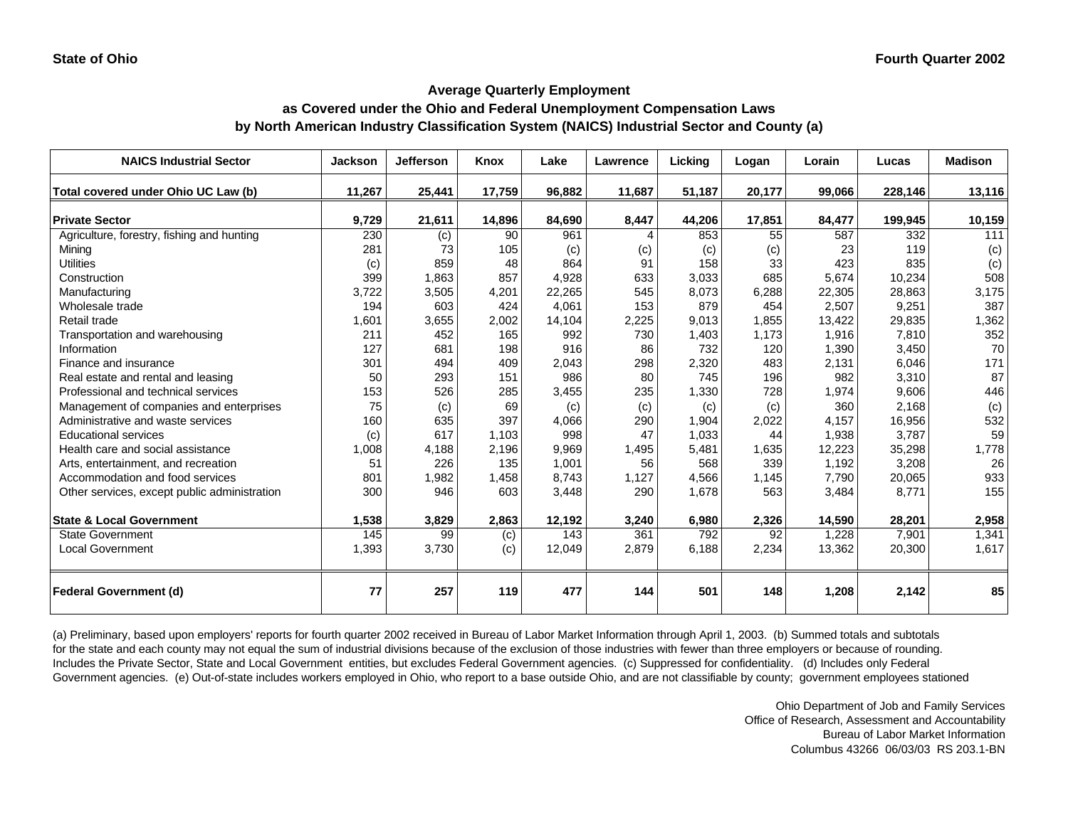State of Ohio

Fourth Quarter 2002

## Average Quarterly Employment as Covered under the Ohio and Federal Unemployment Compensation Laws by North American Industry Classification System (NAICS) Industrial Sector and County (a)

| NAICS Industrial Sector | Jackson | Jefferson | Knox | Lake | Lawrence | Licking | Logan | Lorain | Lucas | Madison |
|---|---|---|---|---|---|---|---|---|---|---|
| **Total covered under Ohio UC Law (b)** | **11,267** | **25,441** | **17,759** | **96,882** | **11,687** | **51,187** | **20,177** | **99,066** | **228,146** | **13,116** |
| **Private Sector** | **9,729** | **21,611** | **14,896** | **84,690** | **8,447** | **44,206** | **17,851** | **84,477** | **199,945** | **10,159** |
| Agriculture, forestry, fishing and hunting | 230 | (c) | 90 | 961 | 4 | 853 | 55 | 587 | 332 | 111 |
| Mining | 281 | 73 | 105 | (c) | (c) | (c) | (c) | 23 | 119 | (c) |
| Utilities | (c) | 859 | 48 | 864 | 91 | 158 | 33 | 423 | 835 | (c) |
| Construction | 399 | 1,863 | 857 | 4,928 | 633 | 3,033 | 685 | 5,674 | 10,234 | 508 |
| Manufacturing | 3,722 | 3,505 | 4,201 | 22,265 | 545 | 8,073 | 6,288 | 22,305 | 28,863 | 3,175 |
| Wholesale trade | 194 | 603 | 424 | 4,061 | 153 | 879 | 454 | 2,507 | 9,251 | 387 |
| Retail trade | 1,601 | 3,655 | 2,002 | 14,104 | 2,225 | 9,013 | 1,855 | 13,422 | 29,835 | 1,362 |
| Transportation and warehousing | 211 | 452 | 165 | 992 | 730 | 1,403 | 1,173 | 1,916 | 7,810 | 352 |
| Information | 127 | 681 | 198 | 916 | 86 | 732 | 120 | 1,390 | 3,450 | 70 |
| Finance and insurance | 301 | 494 | 409 | 2,043 | 298 | 2,320 | 483 | 2,131 | 6,046 | 171 |
| Real estate and rental and leasing | 50 | 293 | 151 | 986 | 80 | 745 | 196 | 982 | 3,310 | 87 |
| Professional and technical services | 153 | 526 | 285 | 3,455 | 235 | 1,330 | 728 | 1,974 | 9,606 | 446 |
| Management of companies and enterprises | 75 | (c) | 69 | (c) | (c) | (c) | (c) | 360 | 2,168 | (c) |
| Administrative and waste services | 160 | 635 | 397 | 4,066 | 290 | 1,904 | 2,022 | 4,157 | 16,956 | 532 |
| Educational services | (c) | 617 | 1,103 | 998 | 47 | 1,033 | 44 | 1,938 | 3,787 | 59 |
| Health care and social assistance | 1,008 | 4,188 | 2,196 | 9,969 | 1,495 | 5,481 | 1,635 | 12,223 | 35,298 | 1,778 |
| Arts, entertainment, and recreation | 51 | 226 | 135 | 1,001 | 56 | 568 | 339 | 1,192 | 3,208 | 26 |
| Accommodation and food services | 801 | 1,982 | 1,458 | 8,743 | 1,127 | 4,566 | 1,145 | 7,790 | 20,065 | 933 |
| Other services, except public administration | 300 | 946 | 603 | 3,448 | 290 | 1,678 | 563 | 3,484 | 8,771 | 155 |
| **State & Local Government** | **1,538** | **3,829** | **2,863** | **12,192** | **3,240** | **6,980** | **2,326** | **14,590** | **28,201** | **2,958** |
| State Government | 145 | 99 | (c) | 143 | 361 | 792 | 92 | 1,228 | 7,901 | 1,341 |
| Local Government | 1,393 | 3,730 | (c) | 12,049 | 2,879 | 6,188 | 2,234 | 13,362 | 20,300 | 1,617 |
| **Federal Government (d)** | **77** | **257** | **119** | **477** | **144** | **501** | **148** | **1,208** | **2,142** | **85** |

(a) Preliminary, based upon employers' reports for fourth quarter 2002 received in Bureau of Labor Market Information through April 1, 2003. (b) Summed totals and subtotals for the state and each county may not equal the sum of industrial divisions because of the exclusion of those industries with fewer than three employers or because of rounding. Includes the Private Sector, State and Local Government entities, but excludes Federal Government agencies. (c) Suppressed for confidentiality. (d) Includes only Federal Government agencies. (e) Out-of-state includes workers employed in Ohio, who report to a base outside Ohio, and are not classifiable by county; government employees stationed

Ohio Department of Job and Family Services
Office of Research, Assessment and Accountability
Bureau of Labor Market Information
Columbus 43266 06/03/03 RS 203.1-BN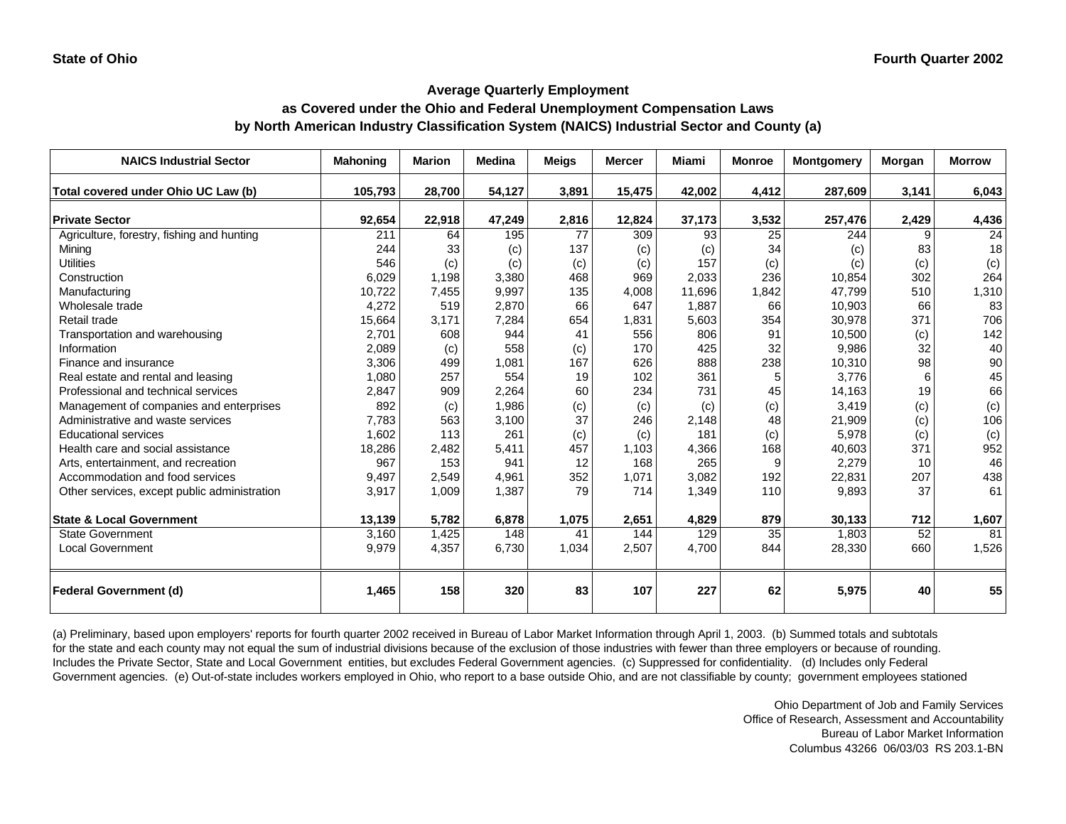State of Ohio

Fourth Quarter 2002

## Average Quarterly Employment as Covered under the Ohio and Federal Unemployment Compensation Laws by North American Industry Classification System (NAICS) Industrial Sector and County (a)

| NAICS Industrial Sector | Mahoning | Marion | Medina | Meigs | Mercer | Miami | Monroe | Montgomery | Morgan | Morrow |
|---|---|---|---|---|---|---|---|---|---|---|
| **Total covered under Ohio UC Law (b)** | **105,793** | **28,700** | **54,127** | **3,891** | **15,475** | **42,002** | **4,412** | **287,609** | **3,141** | **6,043** |
| **Private Sector** | **92,654** | **22,918** | **47,249** | **2,816** | **12,824** | **37,173** | **3,532** | **257,476** | **2,429** | **4,436** |
| Agriculture, forestry, fishing and hunting | 211 | 64 | 195 | 77 | 309 | 93 | 25 | 244 | 9 | 24 |
| Mining | 244 | 33 | (c) | 137 | (c) | (c) | 34 | (c) | 83 | 18 |
| Utilities | 546 | (c) | (c) | (c) | (c) | 157 | (c) | (c) | (c) | (c) |
| Construction | 6,029 | 1,198 | 3,380 | 468 | 969 | 2,033 | 236 | 10,854 | 302 | 264 |
| Manufacturing | 10,722 | 7,455 | 9,997 | 135 | 4,008 | 11,696 | 1,842 | 47,799 | 510 | 1,310 |
| Wholesale trade | 4,272 | 519 | 2,870 | 66 | 647 | 1,887 | 66 | 10,903 | 66 | 83 |
| Retail trade | 15,664 | 3,171 | 7,284 | 654 | 1,831 | 5,603 | 354 | 30,978 | 371 | 706 |
| Transportation and warehousing | 2,701 | 608 | 944 | 41 | 556 | 806 | 91 | 10,500 | (c) | 142 |
| Information | 2,089 | (c) | 558 | (c) | 170 | 425 | 32 | 9,986 | 32 | 40 |
| Finance and insurance | 3,306 | 499 | 1,081 | 167 | 626 | 888 | 238 | 10,310 | 98 | 90 |
| Real estate and rental and leasing | 1,080 | 257 | 554 | 19 | 102 | 361 | 5 | 3,776 | 6 | 45 |
| Professional and technical services | 2,847 | 909 | 2,264 | 60 | 234 | 731 | 45 | 14,163 | 19 | 66 |
| Management of companies and enterprises | 892 | (c) | 1,986 | (c) | (c) | (c) | (c) | 3,419 | (c) | (c) |
| Administrative and waste services | 7,783 | 563 | 3,100 | 37 | 246 | 2,148 | 48 | 21,909 | (c) | 106 |
| Educational services | 1,602 | 113 | 261 | (c) | (c) | 181 | (c) | 5,978 | (c) | (c) |
| Health care and social assistance | 18,286 | 2,482 | 5,411 | 457 | 1,103 | 4,366 | 168 | 40,603 | 371 | 952 |
| Arts, entertainment, and recreation | 967 | 153 | 941 | 12 | 168 | 265 | 9 | 2,279 | 10 | 46 |
| Accommodation and food services | 9,497 | 2,549 | 4,961 | 352 | 1,071 | 3,082 | 192 | 22,831 | 207 | 438 |
| Other services, except public administration | 3,917 | 1,009 | 1,387 | 79 | 714 | 1,349 | 110 | 9,893 | 37 | 61 |
| **State & Local Government** | **13,139** | **5,782** | **6,878** | **1,075** | **2,651** | **4,829** | **879** | **30,133** | **712** | **1,607** |
| State Government | 3,160 | 1,425 | 148 | 41 | 144 | 129 | 35 | 1,803 | 52 | 81 |
| Local Government | 9,979 | 4,357 | 6,730 | 1,034 | 2,507 | 4,700 | 844 | 28,330 | 660 | 1,526 |
| **Federal Government (d)** | **1,465** | **158** | **320** | **83** | **107** | **227** | **62** | **5,975** | **40** | **55** |

(a) Preliminary, based upon employers' reports for fourth quarter 2002 received in Bureau of Labor Market Information through April 1, 2003. (b) Summed totals and subtotals for the state and each county may not equal the sum of industrial divisions because of the exclusion of those industries with fewer than three employers or because of rounding. Includes the Private Sector, State and Local Government entities, but excludes Federal Government agencies. (c) Suppressed for confidentiality. (d) Includes only Federal Government agencies. (e) Out-of-state includes workers employed in Ohio, who report to a base outside Ohio, and are not classifiable by county; government employees stationed

Ohio Department of Job and Family Services
Office of Research, Assessment and Accountability
Bureau of Labor Market Information
Columbus 43266 06/03/03 RS 203.1-BN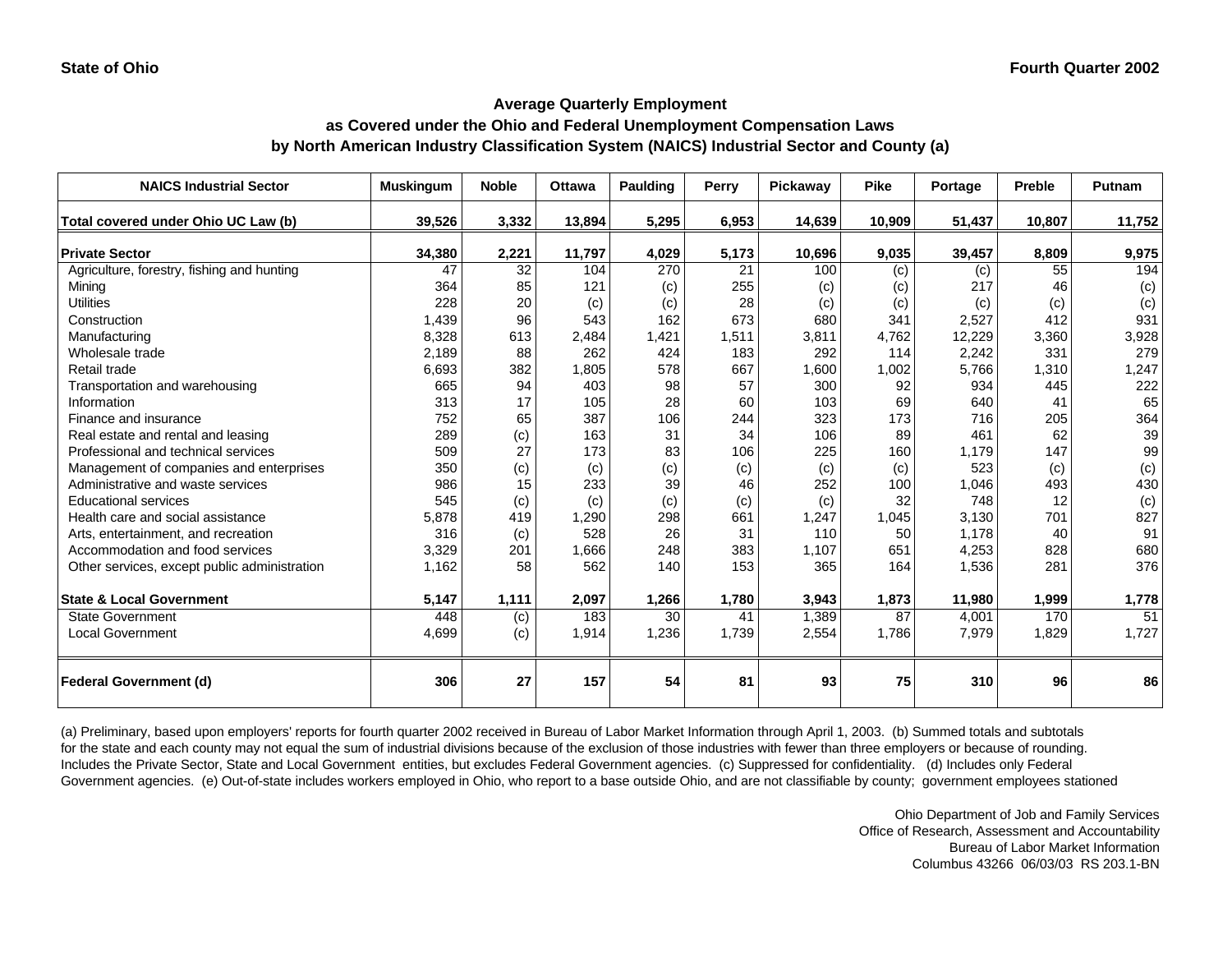State of Ohio | Fourth Quarter 2002

## Average Quarterly Employment
## as Covered under the Ohio and Federal Unemployment Compensation Laws
## by North American Industry Classification System (NAICS) Industrial Sector and County (a)

| NAICS Industrial Sector | Muskingum | Noble | Ottawa | Paulding | Perry | Pickaway | Pike | Portage | Preble | Putnam |
|---|---|---|---|---|---|---|---|---|---|---|
| **Total covered under Ohio UC Law (b)** | **39,526** | **3,332** | **13,894** | **5,295** | **6,953** | **14,639** | **10,909** | **51,437** | **10,807** | **11,752** |
| **Private Sector** | **34,380** | **2,221** | **11,797** | **4,029** | **5,173** | **10,696** | **9,035** | **39,457** | **8,809** | **9,975** |
| Agriculture, forestry, fishing and hunting | 47 | 32 | 104 | 270 | 21 | 100 | (c) | (c) | 55 | 194 |
| Mining | 364 | 85 | 121 | (c) | 255 | (c) | (c) | 217 | 46 | (c) |
| Utilities | 228 | 20 | (c) | (c) | 28 | (c) | (c) | (c) | (c) | (c) |
| Construction | 1,439 | 96 | 543 | 162 | 673 | 680 | 341 | 2,527 | 412 | 931 |
| Manufacturing | 8,328 | 613 | 2,484 | 1,421 | 1,511 | 3,811 | 4,762 | 12,229 | 3,360 | 3,928 |
| Wholesale trade | 2,189 | 88 | 262 | 424 | 183 | 292 | 114 | 2,242 | 331 | 279 |
| Retail trade | 6,693 | 382 | 1,805 | 578 | 667 | 1,600 | 1,002 | 5,766 | 1,310 | 1,247 |
| Transportation and warehousing | 665 | 94 | 403 | 98 | 57 | 300 | 92 | 934 | 445 | 222 |
| Information | 313 | 17 | 105 | 28 | 60 | 103 | 69 | 640 | 41 | 65 |
| Finance and insurance | 752 | 65 | 387 | 106 | 244 | 323 | 173 | 716 | 205 | 364 |
| Real estate and rental and leasing | 289 | (c) | 163 | 31 | 34 | 106 | 89 | 461 | 62 | 39 |
| Professional and technical services | 509 | 27 | 173 | 83 | 106 | 225 | 160 | 1,179 | 147 | 99 |
| Management of companies and enterprises | 350 | (c) | (c) | (c) | (c) | (c) | (c) | 523 | (c) | (c) |
| Administrative and waste services | 986 | 15 | 233 | 39 | 46 | 252 | 100 | 1,046 | 493 | 430 |
| Educational services | 545 | (c) | (c) | (c) | (c) | (c) | 32 | 748 | 12 | (c) |
| Health care and social assistance | 5,878 | 419 | 1,290 | 298 | 661 | 1,247 | 1,045 | 3,130 | 701 | 827 |
| Arts, entertainment, and recreation | 316 | (c) | 528 | 26 | 31 | 110 | 50 | 1,178 | 40 | 91 |
| Accommodation and food services | 3,329 | 201 | 1,666 | 248 | 383 | 1,107 | 651 | 4,253 | 828 | 680 |
| Other services, except public administration | 1,162 | 58 | 562 | 140 | 153 | 365 | 164 | 1,536 | 281 | 376 |
| **State & Local Government** | **5,147** | **1,111** | **2,097** | **1,266** | **1,780** | **3,943** | **1,873** | **11,980** | **1,999** | **1,778** |
| State Government | 448 | (c) | 183 | 30 | 41 | 1,389 | 87 | 4,001 | 170 | 51 |
| Local Government | 4,699 | (c) | 1,914 | 1,236 | 1,739 | 2,554 | 1,786 | 7,979 | 1,829 | 1,727 |
| **Federal Government (d)** | **306** | **27** | **157** | **54** | **81** | **93** | **75** | **310** | **96** | **86** |

(a) Preliminary, based upon employers' reports for fourth quarter 2002 received in Bureau of Labor Market Information through April 1, 2003. (b) Summed totals and subtotals for the state and each county may not equal the sum of industrial divisions because of the exclusion of those industries with fewer than three employers or because of rounding. Includes the Private Sector, State and Local Government entities, but excludes Federal Government agencies. (c) Suppressed for confidentiality. (d) Includes only Federal Government agencies. (e) Out-of-state includes workers employed in Ohio, who report to a base outside Ohio, and are not classifiable by county; government employees stationed

Ohio Department of Job and Family Services
Office of Research, Assessment and Accountability
Bureau of Labor Market Information
Columbus 43266 06/03/03 RS 203.1-BN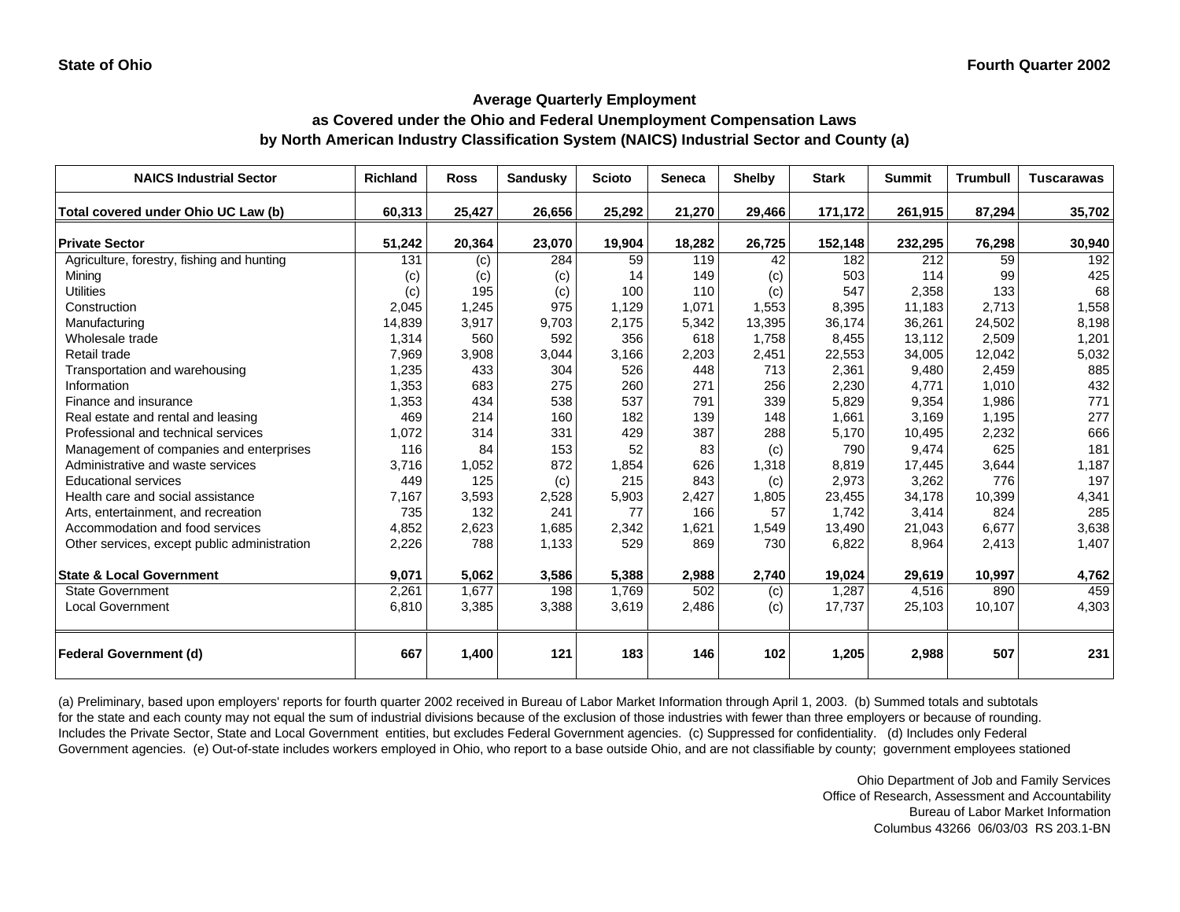State of Ohio

Fourth Quarter 2002

## Average Quarterly Employment
## as Covered under the Ohio and Federal Unemployment Compensation Laws
## by North American Industry Classification System (NAICS) Industrial Sector and County (a)

| NAICS Industrial Sector | Richland | Ross | Sandusky | Scioto | Seneca | Shelby | Stark | Summit | Trumbull | Tuscarawas |
|---|---|---|---|---|---|---|---|---|---|---|
| **Total covered under Ohio UC Law (b)** | **60,313** | **25,427** | **26,656** | **25,292** | **21,270** | **29,466** | **171,172** | **261,915** | **87,294** | **35,702** |
| **Private Sector** | **51,242** | **20,364** | **23,070** | **19,904** | **18,282** | **26,725** | **152,148** | **232,295** | **76,298** | **30,940** |
| Agriculture, forestry, fishing and hunting | 131 | (c) | 284 | 59 | 119 | 42 | 182 | 212 | 59 | 192 |
| Mining | (c) | (c) | (c) | 14 | 149 | (c) | 503 | 114 | 99 | 425 |
| Utilities | (c) | 195 | (c) | 100 | 110 | (c) | 547 | 2,358 | 133 | 68 |
| Construction | 2,045 | 1,245 | 975 | 1,129 | 1,071 | 1,553 | 8,395 | 11,183 | 2,713 | 1,558 |
| Manufacturing | 14,839 | 3,917 | 9,703 | 2,175 | 5,342 | 13,395 | 36,174 | 36,261 | 24,502 | 8,198 |
| Wholesale trade | 1,314 | 560 | 592 | 356 | 618 | 1,758 | 8,455 | 13,112 | 2,509 | 1,201 |
| Retail trade | 7,969 | 3,908 | 3,044 | 3,166 | 2,203 | 2,451 | 22,553 | 34,005 | 12,042 | 5,032 |
| Transportation and warehousing | 1,235 | 433 | 304 | 526 | 448 | 713 | 2,361 | 9,480 | 2,459 | 885 |
| Information | 1,353 | 683 | 275 | 260 | 271 | 256 | 2,230 | 4,771 | 1,010 | 432 |
| Finance and insurance | 1,353 | 434 | 538 | 537 | 791 | 339 | 5,829 | 9,354 | 1,986 | 771 |
| Real estate and rental and leasing | 469 | 214 | 160 | 182 | 139 | 148 | 1,661 | 3,169 | 1,195 | 277 |
| Professional and technical services | 1,072 | 314 | 331 | 429 | 387 | 288 | 5,170 | 10,495 | 2,232 | 666 |
| Management of companies and enterprises | 116 | 84 | 153 | 52 | 83 | (c) | 790 | 9,474 | 625 | 181 |
| Administrative and waste services | 3,716 | 1,052 | 872 | 1,854 | 626 | 1,318 | 8,819 | 17,445 | 3,644 | 1,187 |
| Educational services | 449 | 125 | (c) | 215 | 843 | (c) | 2,973 | 3,262 | 776 | 197 |
| Health care and social assistance | 7,167 | 3,593 | 2,528 | 5,903 | 2,427 | 1,805 | 23,455 | 34,178 | 10,399 | 4,341 |
| Arts, entertainment, and recreation | 735 | 132 | 241 | 77 | 166 | 57 | 1,742 | 3,414 | 824 | 285 |
| Accommodation and food services | 4,852 | 2,623 | 1,685 | 2,342 | 1,621 | 1,549 | 13,490 | 21,043 | 6,677 | 3,638 |
| Other services, except public administration | 2,226 | 788 | 1,133 | 529 | 869 | 730 | 6,822 | 8,964 | 2,413 | 1,407 |
| **State & Local Government** | **9,071** | **5,062** | **3,586** | **5,388** | **2,988** | **2,740** | **19,024** | **29,619** | **10,997** | **4,762** |
| State Government | 2,261 | 1,677 | 198 | 1,769 | 502 | (c) | 1,287 | 4,516 | 890 | 459 |
| Local Government | 6,810 | 3,385 | 3,388 | 3,619 | 2,486 | (c) | 17,737 | 25,103 | 10,107 | 4,303 |
| **Federal Government (d)** | **667** | **1,400** | **121** | **183** | **146** | **102** | **1,205** | **2,988** | **507** | **231** |

(a) Preliminary, based upon employers' reports for fourth quarter 2002 received in Bureau of Labor Market Information through April 1, 2003. (b) Summed totals and subtotals for the state and each county may not equal the sum of industrial divisions because of the exclusion of those industries with fewer than three employers or because of rounding. Includes the Private Sector, State and Local Government entities, but excludes Federal Government agencies. (c) Suppressed for confidentiality. (d) Includes only Federal Government agencies. (e) Out-of-state includes workers employed in Ohio, who report to a base outside Ohio, and are not classifiable by county; government employees stationed

Ohio Department of Job and Family Services
Office of Research, Assessment and Accountability
Bureau of Labor Market Information
Columbus 43266 06/03/03 RS 203.1-BN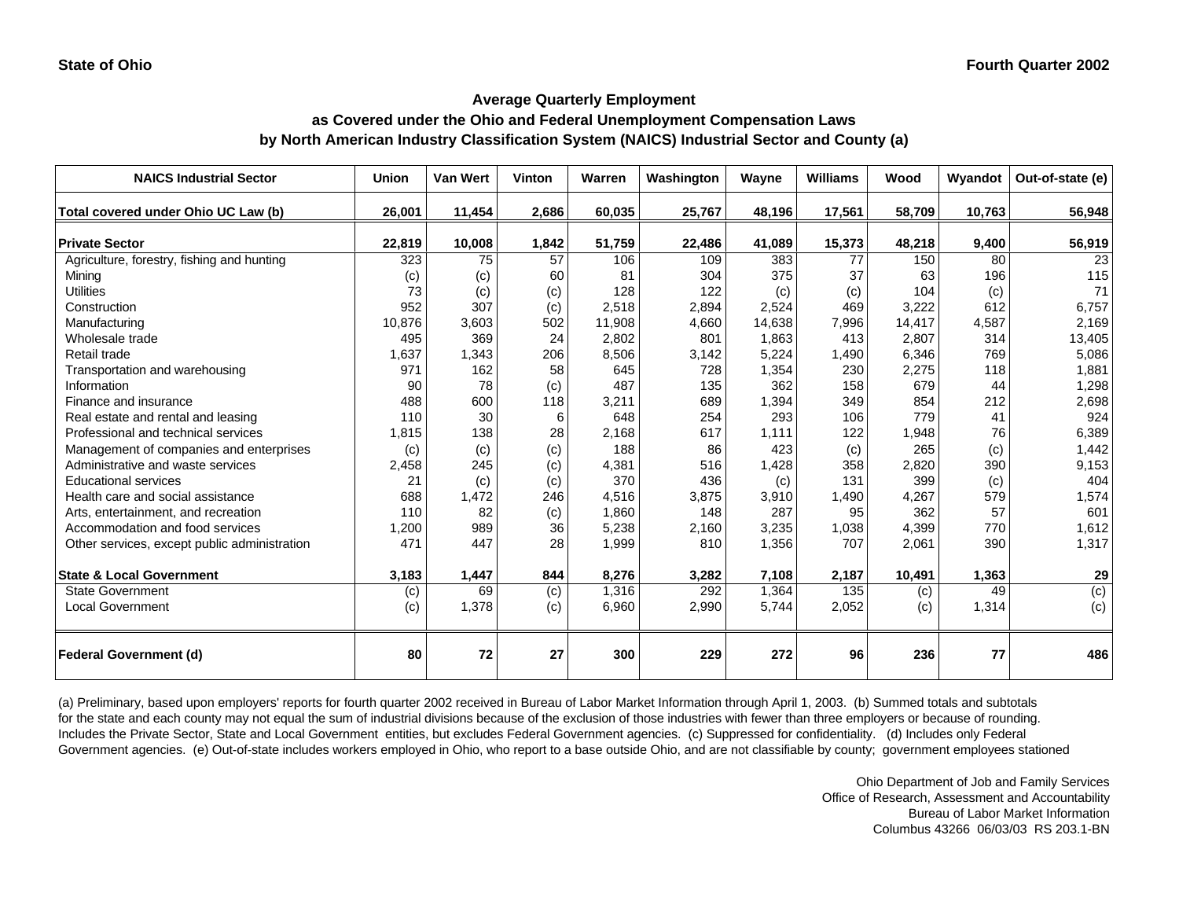State of Ohio

Fourth Quarter 2002

## Average Quarterly Employment
## as Covered under the Ohio and Federal Unemployment Compensation Laws
## by North American Industry Classification System (NAICS) Industrial Sector and County (a)

| NAICS Industrial Sector | Union | Van Wert | Vinton | Warren | Washington | Wayne | Williams | Wood | Wyandot | Out-of-state (e) |
|---|---|---|---|---|---|---|---|---|---|---|
| **Total covered under Ohio UC Law (b)** | **26,001** | **11,454** | **2,686** | **60,035** | **25,767** | **48,196** | **17,561** | **58,709** | **10,763** | **56,948** |
| **Private Sector** | **22,819** | **10,008** | **1,842** | **51,759** | **22,486** | **41,089** | **15,373** | **48,218** | **9,400** | **56,919** |
| Agriculture, forestry, fishing and hunting | 323 | 75 | 57 | 106 | 109 | 383 | 77 | 150 | 80 | 23 |
| Mining | (c) | (c) | 60 | 81 | 304 | 375 | 37 | 63 | 196 | 115 |
| Utilities | 73 | (c) | (c) | 128 | 122 | (c) | (c) | 104 | (c) | 71 |
| Construction | 952 | 307 | (c) | 2,518 | 2,894 | 2,524 | 469 | 3,222 | 612 | 6,757 |
| Manufacturing | 10,876 | 3,603 | 502 | 11,908 | 4,660 | 14,638 | 7,996 | 14,417 | 4,587 | 2,169 |
| Wholesale trade | 495 | 369 | 24 | 2,802 | 801 | 1,863 | 413 | 2,807 | 314 | 13,405 |
| Retail trade | 1,637 | 1,343 | 206 | 8,506 | 3,142 | 5,224 | 1,490 | 6,346 | 769 | 5,086 |
| Transportation and warehousing | 971 | 162 | 58 | 645 | 728 | 1,354 | 230 | 2,275 | 118 | 1,881 |
| Information | 90 | 78 | (c) | 487 | 135 | 362 | 158 | 679 | 44 | 1,298 |
| Finance and insurance | 488 | 600 | 118 | 3,211 | 689 | 1,394 | 349 | 854 | 212 | 2,698 |
| Real estate and rental and leasing | 110 | 30 | 6 | 648 | 254 | 293 | 106 | 779 | 41 | 924 |
| Professional and technical services | 1,815 | 138 | 28 | 2,168 | 617 | 1,111 | 122 | 1,948 | 76 | 6,389 |
| Management of companies and enterprises | (c) | (c) | (c) | 188 | 86 | 423 | (c) | 265 | (c) | 1,442 |
| Administrative and waste services | 2,458 | 245 | (c) | 4,381 | 516 | 1,428 | 358 | 2,820 | 390 | 9,153 |
| Educational services | 21 | (c) | (c) | 370 | 436 | (c) | 131 | 399 | (c) | 404 |
| Health care and social assistance | 688 | 1,472 | 246 | 4,516 | 3,875 | 3,910 | 1,490 | 4,267 | 579 | 1,574 |
| Arts, entertainment, and recreation | 110 | 82 | (c) | 1,860 | 148 | 287 | 95 | 362 | 57 | 601 |
| Accommodation and food services | 1,200 | 989 | 36 | 5,238 | 2,160 | 3,235 | 1,038 | 4,399 | 770 | 1,612 |
| Other services, except public administration | 471 | 447 | 28 | 1,999 | 810 | 1,356 | 707 | 2,061 | 390 | 1,317 |
| **State & Local Government** | **3,183** | **1,447** | **844** | **8,276** | **3,282** | **7,108** | **2,187** | **10,491** | **1,363** | **29** |
| State Government | (c) | 69 | (c) | 1,316 | 292 | 1,364 | 135 | (c) | 49 | (c) |
| Local Government | (c) | 1,378 | (c) | 6,960 | 2,990 | 5,744 | 2,052 | (c) | 1,314 | (c) |
| **Federal Government (d)** | **80** | **72** | **27** | **300** | **229** | **272** | **96** | **236** | **77** | **486** |

(a) Preliminary, based upon employers' reports for fourth quarter 2002 received in Bureau of Labor Market Information through April 1, 2003. (b) Summed totals and subtotals for the state and each county may not equal the sum of industrial divisions because of the exclusion of those industries with fewer than three employers or because of rounding. Includes the Private Sector, State and Local Government entities, but excludes Federal Government agencies. (c) Suppressed for confidentiality. (d) Includes only Federal Government agencies. (e) Out-of-state includes workers employed in Ohio, who report to a base outside Ohio, and are not classifiable by county; government employees stationed

Ohio Department of Job and Family Services
Office of Research, Assessment and Accountability
Bureau of Labor Market Information
Columbus 43266 06/03/03 RS 203.1-BN